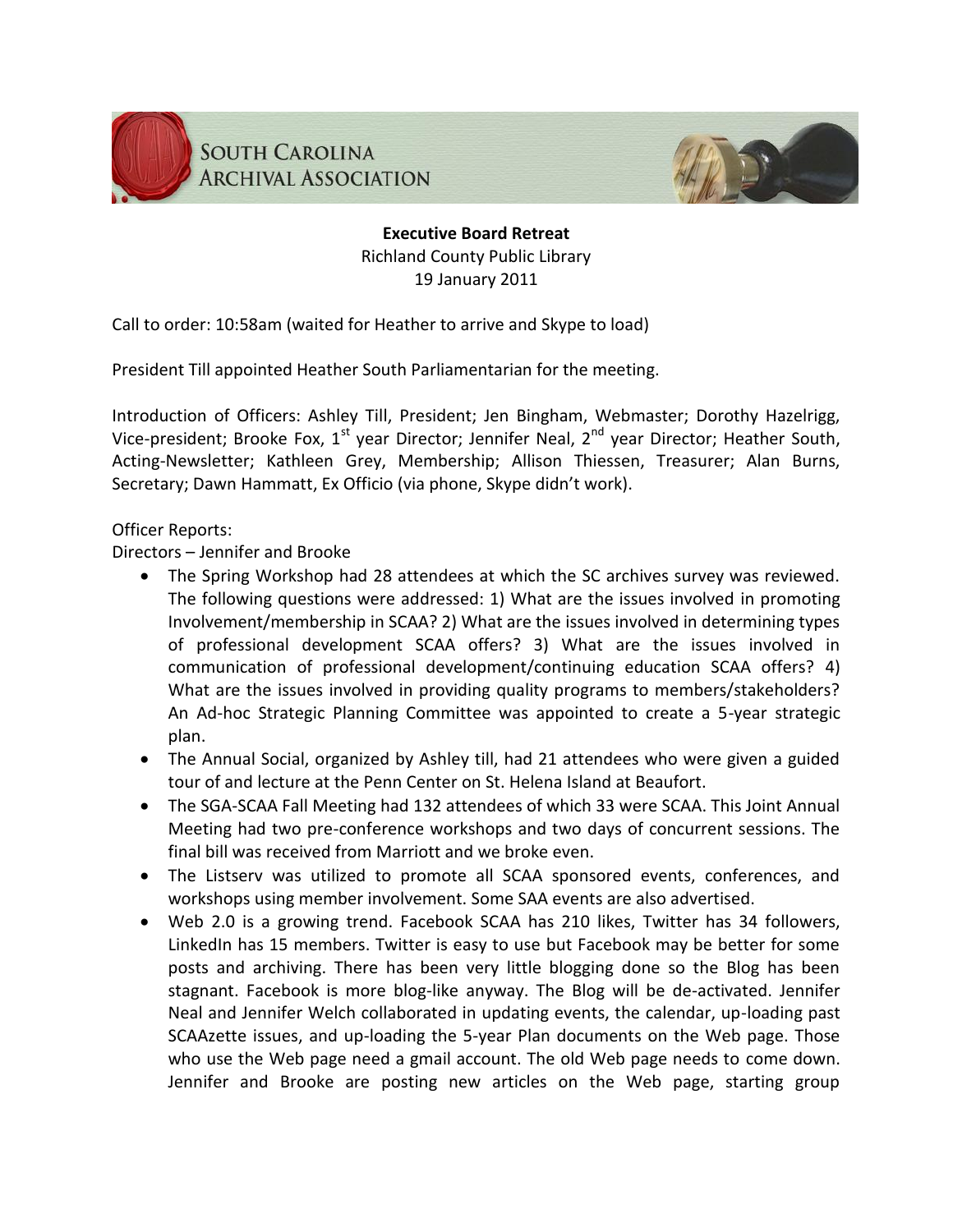SOUTH CAROLINA ARCHIVAL ASSOCIATION

**Executive Board Retreat**
Richland County Public Library
19 January 2011

Call to order: 10:58am (waited for Heather to arrive and Skype to load)

President Till appointed Heather South Parliamentarian for the meeting.

Introduction of Officers: Ashley Till, President; Jen Bingham, Webmaster; Dorothy Hazelrigg, Vice-president; Brooke Fox, 1st year Director; Jennifer Neal, 2nd year Director; Heather South, Acting-Newsletter; Kathleen Grey, Membership; Allison Thiessen, Treasurer; Alan Burns, Secretary; Dawn Hammatt, Ex Officio (via phone, Skype didn't work).

Officer Reports:
Directors – Jennifer and Brooke

- The Spring Workshop had 28 attendees at which the SC archives survey was reviewed. The following questions were addressed: 1) What are the issues involved in promoting Involvement/membership in SCAA? 2) What are the issues involved in determining types of professional development SCAA offers? 3) What are the issues involved in communication of professional development/continuing education SCAA offers? 4) What are the issues involved in providing quality programs to members/stakeholders? An Ad-hoc Strategic Planning Committee was appointed to create a 5-year strategic plan.
- The Annual Social, organized by Ashley till, had 21 attendees who were given a guided tour of and lecture at the Penn Center on St. Helena Island at Beaufort.
- The SGA-SCAA Fall Meeting had 132 attendees of which 33 were SCAA. This Joint Annual Meeting had two pre-conference workshops and two days of concurrent sessions. The final bill was received from Marriott and we broke even.
- The Listserv was utilized to promote all SCAA sponsored events, conferences, and workshops using member involvement. Some SAA events are also advertised.
- Web 2.0 is a growing trend. Facebook SCAA has 210 likes, Twitter has 34 followers, LinkedIn has 15 members. Twitter is easy to use but Facebook may be better for some posts and archiving. There has been very little blogging done so the Blog has been stagnant. Facebook is more blog-like anyway. The Blog will be de-activated. Jennifer Neal and Jennifer Welch collaborated in updating events, the calendar, up-loading past SCAAzette issues, and up-loading the 5-year Plan documents on the Web page. Those who use the Web page need a gmail account. The old Web page needs to come down. Jennifer and Brooke are posting new articles on the Web page, starting group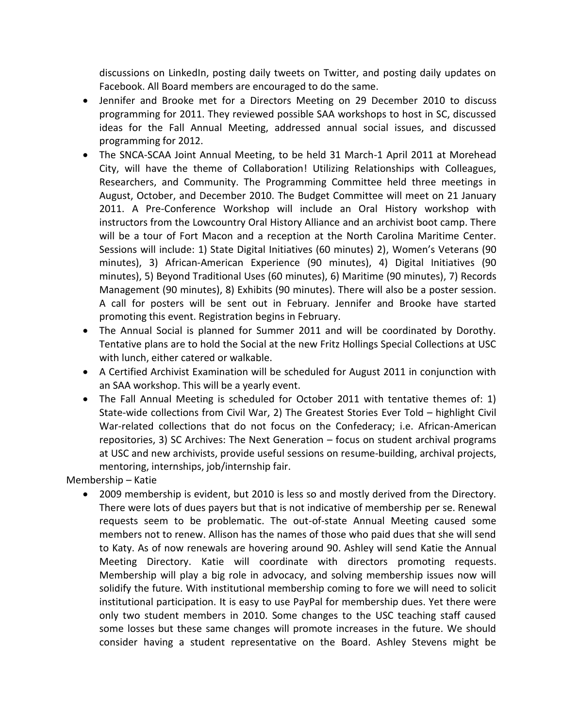discussions on LinkedIn, posting daily tweets on Twitter, and posting daily updates on Facebook. All Board members are encouraged to do the same.

- Jennifer and Brooke met for a Directors Meeting on 29 December 2010 to discuss programming for 2011. They reviewed possible SAA workshops to host in SC, discussed ideas for the Fall Annual Meeting, addressed annual social issues, and discussed programming for 2012.
- The SNCA-SCAA Joint Annual Meeting, to be held 31 March-1 April 2011 at Morehead City, will have the theme of Collaboration! Utilizing Relationships with Colleagues, Researchers, and Community. The Programming Committee held three meetings in August, October, and December 2010. The Budget Committee will meet on 21 January 2011. A Pre-Conference Workshop will include an Oral History workshop with instructors from the Lowcountry Oral History Alliance and an archivist boot camp. There will be a tour of Fort Macon and a reception at the North Carolina Maritime Center. Sessions will include: 1) State Digital Initiatives (60 minutes) 2), Women's Veterans (90 minutes), 3) African-American Experience (90 minutes), 4) Digital Initiatives (90 minutes), 5) Beyond Traditional Uses (60 minutes), 6) Maritime (90 minutes), 7) Records Management (90 minutes), 8) Exhibits (90 minutes). There will also be a poster session. A call for posters will be sent out in February. Jennifer and Brooke have started promoting this event. Registration begins in February.
- The Annual Social is planned for Summer 2011 and will be coordinated by Dorothy. Tentative plans are to hold the Social at the new Fritz Hollings Special Collections at USC with lunch, either catered or walkable.
- A Certified Archivist Examination will be scheduled for August 2011 in conjunction with an SAA workshop. This will be a yearly event.
- The Fall Annual Meeting is scheduled for October 2011 with tentative themes of: 1) State-wide collections from Civil War, 2) The Greatest Stories Ever Told – highlight Civil War-related collections that do not focus on the Confederacy; i.e. African-American repositories, 3) SC Archives: The Next Generation – focus on student archival programs at USC and new archivists, provide useful sessions on resume-building, archival projects, mentoring, internships, job/internship fair.

Membership – Katie

- 2009 membership is evident, but 2010 is less so and mostly derived from the Directory. There were lots of dues payers but that is not indicative of membership per se. Renewal requests seem to be problematic. The out-of-state Annual Meeting caused some members not to renew. Allison has the names of those who paid dues that she will send to Katy. As of now renewals are hovering around 90. Ashley will send Katie the Annual Meeting Directory. Katie will coordinate with directors promoting requests. Membership will play a big role in advocacy, and solving membership issues now will solidify the future. With institutional membership coming to fore we will need to solicit institutional participation. It is easy to use PayPal for membership dues. Yet there were only two student members in 2010. Some changes to the USC teaching staff caused some losses but these same changes will promote increases in the future. We should consider having a student representative on the Board. Ashley Stevens might be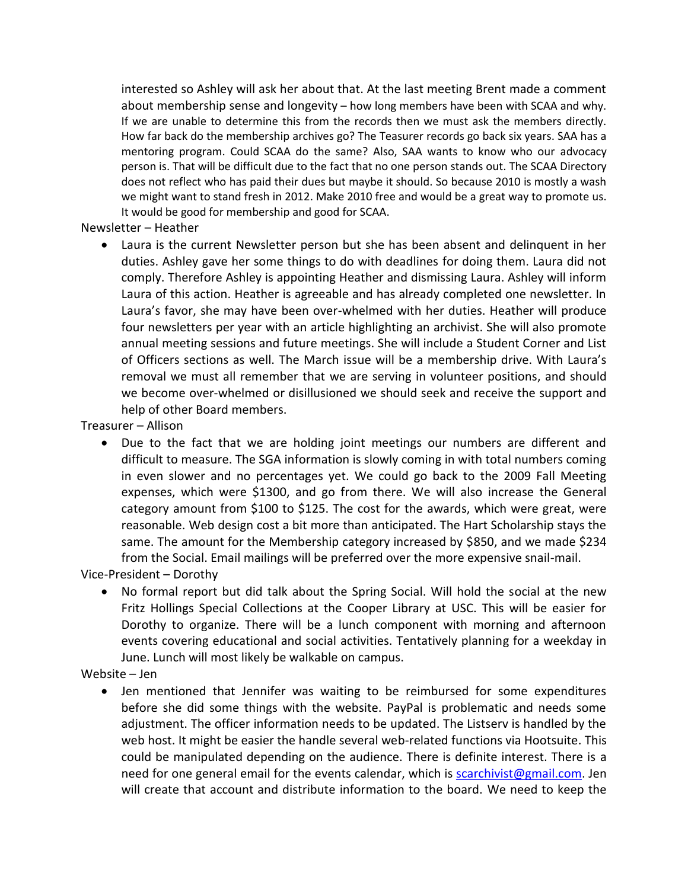interested so Ashley will ask her about that. At the last meeting Brent made a comment about membership sense and longevity – how long members have been with SCAA and why. If we are unable to determine this from the records then we must ask the members directly. How far back do the membership archives go? The Teasurer records go back six years. SAA has a mentoring program. Could SCAA do the same? Also, SAA wants to know who our advocacy person is. That will be difficult due to the fact that no one person stands out. The SCAA Directory does not reflect who has paid their dues but maybe it should. So because 2010 is mostly a wash we might want to stand fresh in 2012. Make 2010 free and would be a great way to promote us. It would be good for membership and good for SCAA.

Newsletter – Heather

- Laura is the current Newsletter person but she has been absent and delinquent in her duties. Ashley gave her some things to do with deadlines for doing them. Laura did not comply. Therefore Ashley is appointing Heather and dismissing Laura. Ashley will inform Laura of this action. Heather is agreeable and has already completed one newsletter. In Laura's favor, she may have been over-whelmed with her duties. Heather will produce four newsletters per year with an article highlighting an archivist. She will also promote annual meeting sessions and future meetings. She will include a Student Corner and List of Officers sections as well. The March issue will be a membership drive. With Laura's removal we must all remember that we are serving in volunteer positions, and should we become over-whelmed or disillusioned we should seek and receive the support and help of other Board members.

Treasurer – Allison

- Due to the fact that we are holding joint meetings our numbers are different and difficult to measure. The SGA information is slowly coming in with total numbers coming in even slower and no percentages yet. We could go back to the 2009 Fall Meeting expenses, which were $1300, and go from there. We will also increase the General category amount from $100 to $125. The cost for the awards, which were great, were reasonable. Web design cost a bit more than anticipated. The Hart Scholarship stays the same. The amount for the Membership category increased by $850, and we made $234 from the Social. Email mailings will be preferred over the more expensive snail-mail.

Vice-President – Dorothy

- No formal report but did talk about the Spring Social. Will hold the social at the new Fritz Hollings Special Collections at the Cooper Library at USC. This will be easier for Dorothy to organize. There will be a lunch component with morning and afternoon events covering educational and social activities. Tentatively planning for a weekday in June. Lunch will most likely be walkable on campus.

Website – Jen

- Jen mentioned that Jennifer was waiting to be reimbursed for some expenditures before she did some things with the website. PayPal is problematic and needs some adjustment. The officer information needs to be updated. The Listserv is handled by the web host. It might be easier the handle several web-related functions via Hootsuite. This could be manipulated depending on the audience. There is definite interest. There is a need for one general email for the events calendar, which is scarchivist@gmail.com. Jen will create that account and distribute information to the board. We need to keep the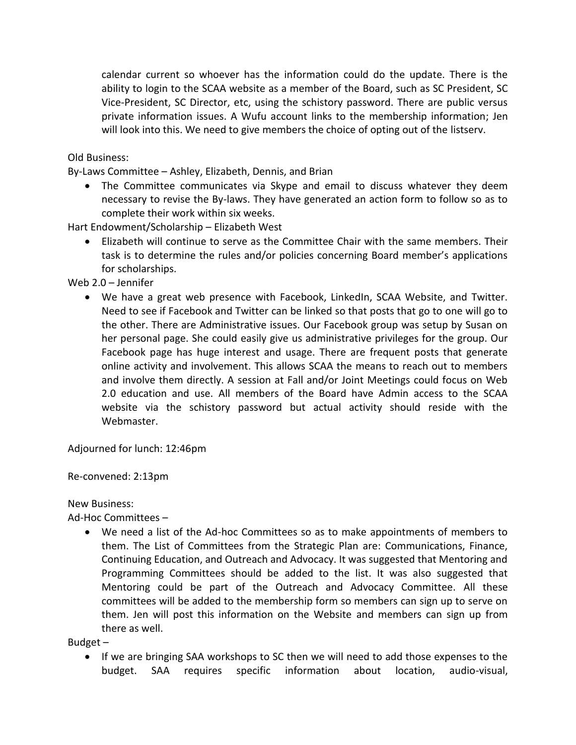calendar current so whoever has the information could do the update. There is the ability to login to the SCAA website as a member of the Board, such as SC President, SC Vice-President, SC Director, etc, using the schistory password. There are public versus private information issues. A Wufu account links to the membership information; Jen will look into this. We need to give members the choice of opting out of the listserv.

Old Business:

By-Laws Committee – Ashley, Elizabeth, Dennis, and Brian

- The Committee communicates via Skype and email to discuss whatever they deem necessary to revise the By-laws. They have generated an action form to follow so as to complete their work within six weeks.

Hart Endowment/Scholarship – Elizabeth West

- Elizabeth will continue to serve as the Committee Chair with the same members. Their task is to determine the rules and/or policies concerning Board member's applications for scholarships.

Web 2.0 – Jennifer

- We have a great web presence with Facebook, LinkedIn, SCAA Website, and Twitter. Need to see if Facebook and Twitter can be linked so that posts that go to one will go to the other. There are Administrative issues. Our Facebook group was setup by Susan on her personal page. She could easily give us administrative privileges for the group. Our Facebook page has huge interest and usage. There are frequent posts that generate online activity and involvement. This allows SCAA the means to reach out to members and involve them directly. A session at Fall and/or Joint Meetings could focus on Web 2.0 education and use. All members of the Board have Admin access to the SCAA website via the schistory password but actual activity should reside with the Webmaster.

Adjourned for lunch: 12:46pm

Re-convened: 2:13pm

New Business:

Ad-Hoc Committees –

- We need a list of the Ad-hoc Committees so as to make appointments of members to them. The List of Committees from the Strategic Plan are: Communications, Finance, Continuing Education, and Outreach and Advocacy. It was suggested that Mentoring and Programming Committees should be added to the list. It was also suggested that Mentoring could be part of the Outreach and Advocacy Committee. All these committees will be added to the membership form so members can sign up to serve on them. Jen will post this information on the Website and members can sign up from there as well.

Budget –

- If we are bringing SAA workshops to SC then we will need to add those expenses to the budget. SAA requires specific information about location, audio-visual,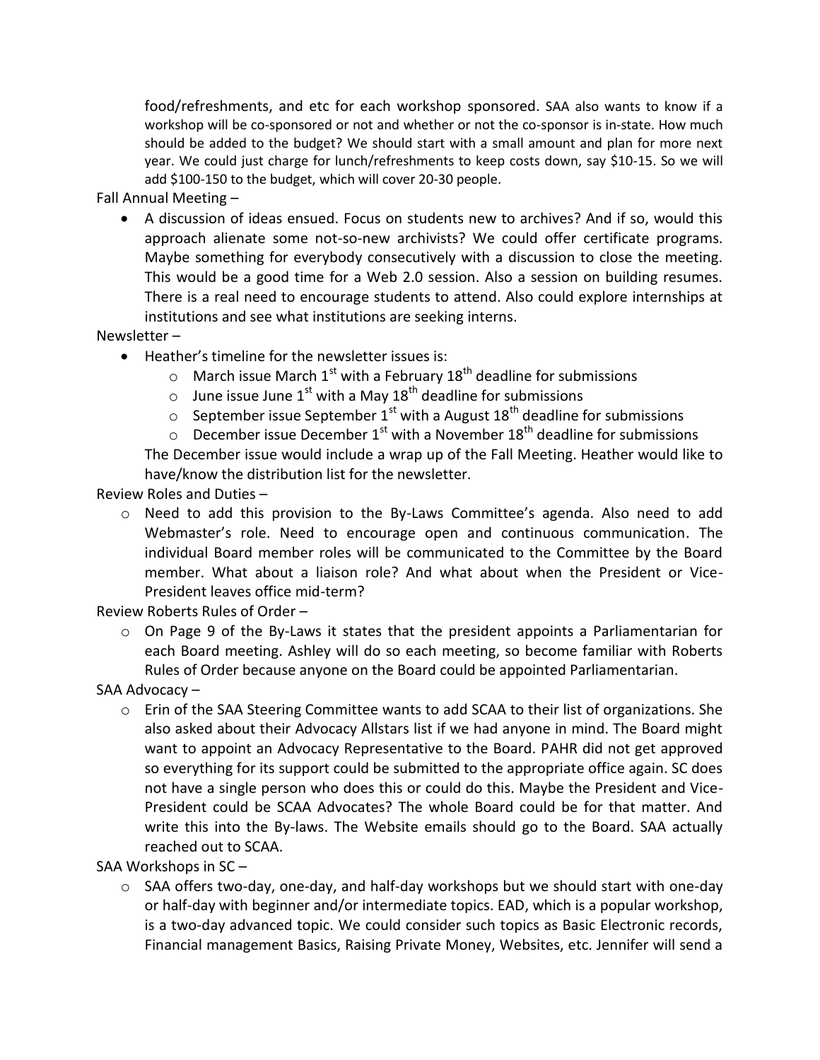food/refreshments, and etc for each workshop sponsored. SAA also wants to know if a workshop will be co-sponsored or not and whether or not the co-sponsor is in-state. How much should be added to the budget? We should start with a small amount and plan for more next year. We could just charge for lunch/refreshments to keep costs down, say $10-15. So we will add $100-150 to the budget, which will cover 20-30 people.

Fall Annual Meeting –

- A discussion of ideas ensued. Focus on students new to archives? And if so, would this approach alienate some not-so-new archivists? We could offer certificate programs. Maybe something for everybody consecutively with a discussion to close the meeting. This would be a good time for a Web 2.0 session. Also a session on building resumes. There is a real need to encourage students to attend. Also could explore internships at institutions and see what institutions are seeking interns.

Newsletter –

- Heather's timeline for the newsletter issues is:
  - March issue March 1st with a February 18th deadline for submissions
  - June issue June 1st with a May 18th deadline for submissions
  - September issue September 1st with a August 18th deadline for submissions
  - December issue December 1st with a November 18th deadline for submissions

  The December issue would include a wrap up of the Fall Meeting. Heather would like to have/know the distribution list for the newsletter.

Review Roles and Duties –

- Need to add this provision to the By-Laws Committee's agenda. Also need to add Webmaster's role. Need to encourage open and continuous communication. The individual Board member roles will be communicated to the Committee by the Board member. What about a liaison role? And what about when the President or Vice-President leaves office mid-term?

Review Roberts Rules of Order –

- On Page 9 of the By-Laws it states that the president appoints a Parliamentarian for each Board meeting. Ashley will do so each meeting, so become familiar with Roberts Rules of Order because anyone on the Board could be appointed Parliamentarian.

SAA Advocacy –

- Erin of the SAA Steering Committee wants to add SCAA to their list of organizations. She also asked about their Advocacy Allstars list if we had anyone in mind. The Board might want to appoint an Advocacy Representative to the Board. PAHR did not get approved so everything for its support could be submitted to the appropriate office again. SC does not have a single person who does this or could do this. Maybe the President and Vice-President could be SCAA Advocates? The whole Board could be for that matter. And write this into the By-laws. The Website emails should go to the Board. SAA actually reached out to SCAA.

SAA Workshops in SC –

- SAA offers two-day, one-day, and half-day workshops but we should start with one-day or half-day with beginner and/or intermediate topics. EAD, which is a popular workshop, is a two-day advanced topic. We could consider such topics as Basic Electronic records, Financial management Basics, Raising Private Money, Websites, etc. Jennifer will send a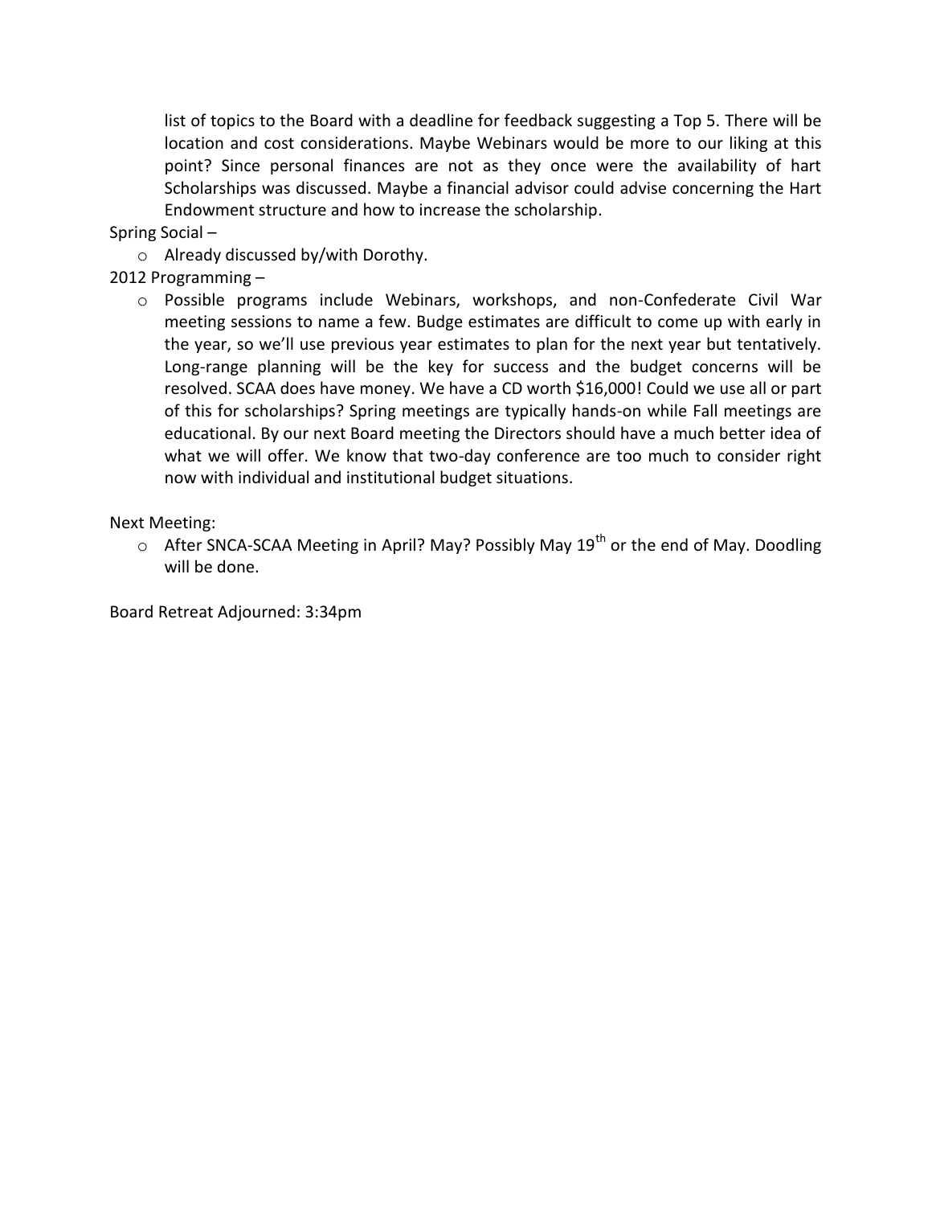list of topics to the Board with a deadline for feedback suggesting a Top 5. There will be location and cost considerations. Maybe Webinars would be more to our liking at this point? Since personal finances are not as they once were the availability of hart Scholarships was discussed. Maybe a financial advisor could advise concerning the Hart Endowment structure and how to increase the scholarship.

Spring Social –

- Already discussed by/with Dorothy.

2012 Programming –

- Possible programs include Webinars, workshops, and non-Confederate Civil War meeting sessions to name a few. Budge estimates are difficult to come up with early in the year, so we'll use previous year estimates to plan for the next year but tentatively. Long-range planning will be the key for success and the budget concerns will be resolved. SCAA does have money. We have a CD worth $16,000! Could we use all or part of this for scholarships? Spring meetings are typically hands-on while Fall meetings are educational. By our next Board meeting the Directors should have a much better idea of what we will offer. We know that two-day conference are too much to consider right now with individual and institutional budget situations.

Next Meeting:

- After SNCA-SCAA Meeting in April? May? Possibly May 19th or the end of May. Doodling will be done.

Board Retreat Adjourned: 3:34pm